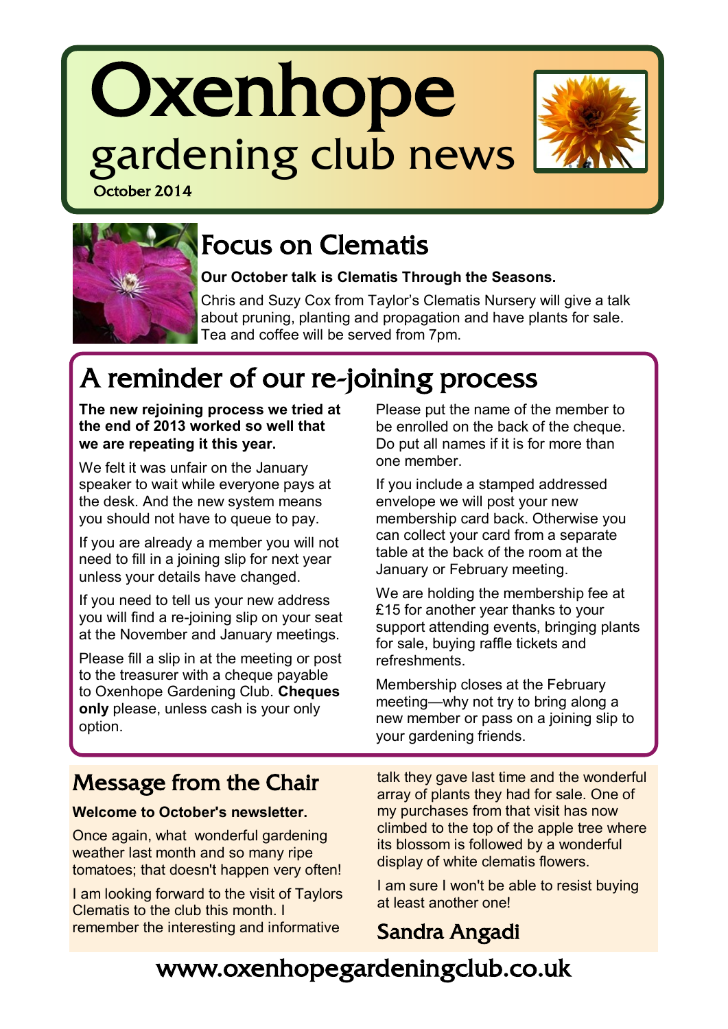# Oxenhope gardening club news

October 2014

## Focus on Clematis

**Our October talk is Clematis Through the Seasons.**

Chris and Suzy Cox from Taylor's Clematis Nursery will give a talk about pruning, planting and propagation and have plants for sale. Tea and coffee will be served from 7pm.

## A reminder of our re-joining process

**The new rejoining process we tried at the end of 2013 worked so well that we are repeating it this year.**

We felt it was unfair on the January speaker to wait while everyone pays at the desk. And the new system means you should not have to queue to pay.

If you are already a member you will not need to fill in a joining slip for next year unless your details have changed.

If you need to tell us your new address you will find a re-joining slip on your seat at the November and January meetings.

Please fill a slip in at the meeting or post to the treasurer with a cheque payable to Oxenhope Gardening Club. **Cheques only** please, unless cash is your only option.

Please put the name of the member to be enrolled on the back of the cheque. Do put all names if it is for more than one member.

If you include a stamped addressed envelope we will post your new membership card back. Otherwise you can collect your card from a separate table at the back of the room at the January or February meeting.

We are holding the membership fee at £15 for another year thanks to your support attending events, bringing plants for sale, buying raffle tickets and refreshments.

Membership closes at the February meeting—why not try to bring along a new member or pass on a joining slip to your gardening friends.

## Message from the Chair

**Welcome to October's newsletter.**

Once again, what wonderful gardening weather last month and so many ripe tomatoes; that doesn't happen very often!

I am looking forward to the visit of Taylors Clematis to the club this month. I remember the interesting and informative talk they gave last time and the wonderful array of plants they had for sale. One of my purchases from that visit has now climbed to the top of the apple tree where its blossom is followed by a wonderful display of white clematis flowers.

I am sure I won't be able to resist buying at least another one!

Sandra Angadi

www.oxenhopegardeningclub.co.uk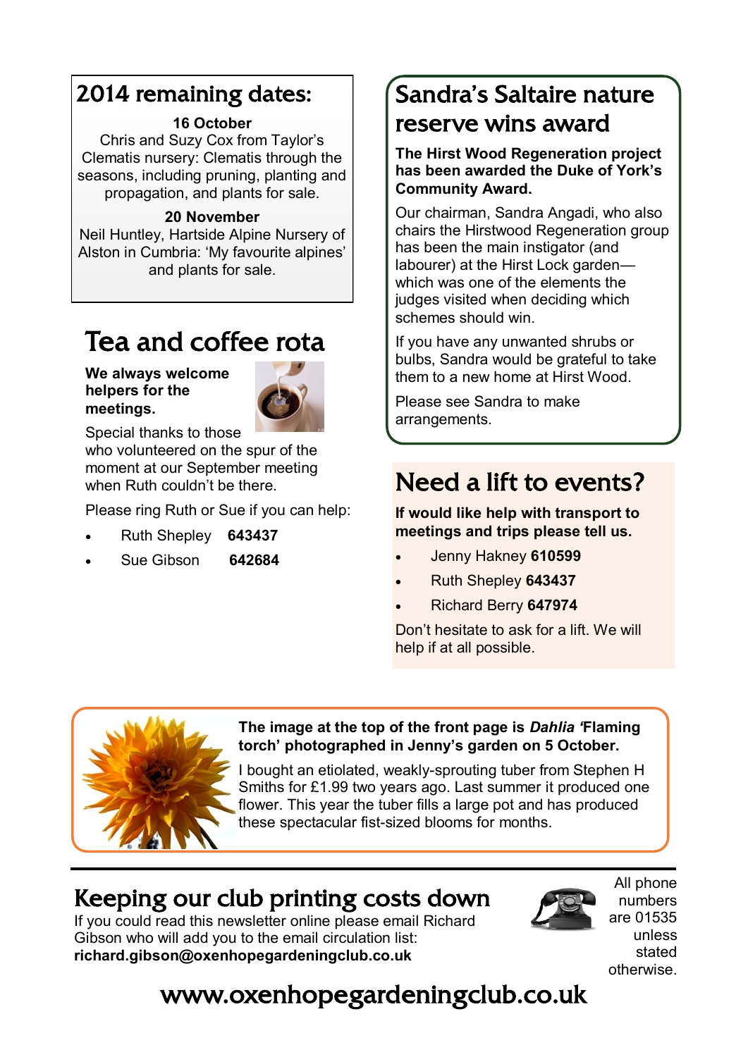## 2014 remaining dates:

**16 October**
Chris and Suzy Cox from Taylor's Clematis nursery: Clematis through the seasons, including pruning, planting and propagation, and plants for sale.

**20 November**
Neil Huntley, Hartside Alpine Nursery of Alston in Cumbria: 'My favourite alpines' and plants for sale.

## Tea and coffee rota

**We always welcome helpers for the meetings.**

Special thanks to those who volunteered on the spur of the moment at our September meeting when Ruth couldn't be there.

Please ring Ruth or Sue if you can help:

- Ruth Shepley **643437**
- Sue Gibson **642684**

## Sandra's Saltaire nature reserve wins award

**The Hirst Wood Regeneration project has been awarded the Duke of York's Community Award.**

Our chairman, Sandra Angadi, who also chairs the Hirstwood Regeneration group has been the main instigator (and labourer) at the Hirst Lock garden—which was one of the elements the judges visited when deciding which schemes should win.

If you have any unwanted shrubs or bulbs, Sandra would be grateful to take them to a new home at Hirst Wood.

Please see Sandra to make arrangements.

## Need a lift to events?

**If would like help with transport to meetings and trips please tell us.**

- Jenny Hakney **610599**
- Ruth Shepley **643437**
- Richard Berry **647974**

Don't hesitate to ask for a lift. We will help if at all possible.

**The image at the top of the front page is *Dahlia* 'Flaming torch' photographed in Jenny's garden on 5 October.**

I bought an etiolated, weakly-sprouting tuber from Stephen H Smiths for £1.99 two years ago. Last summer it produced one flower. This year the tuber fills a large pot and has produced these spectacular fist-sized blooms for months.

## Keeping our club printing costs down

If you could read this newsletter online please email Richard Gibson who will add you to the email circulation list:
**richard.gibson@oxenhopegardeningclub.co.uk**

All phone numbers are 01535 unless stated otherwise.

www.oxenhopegardeningclub.co.uk